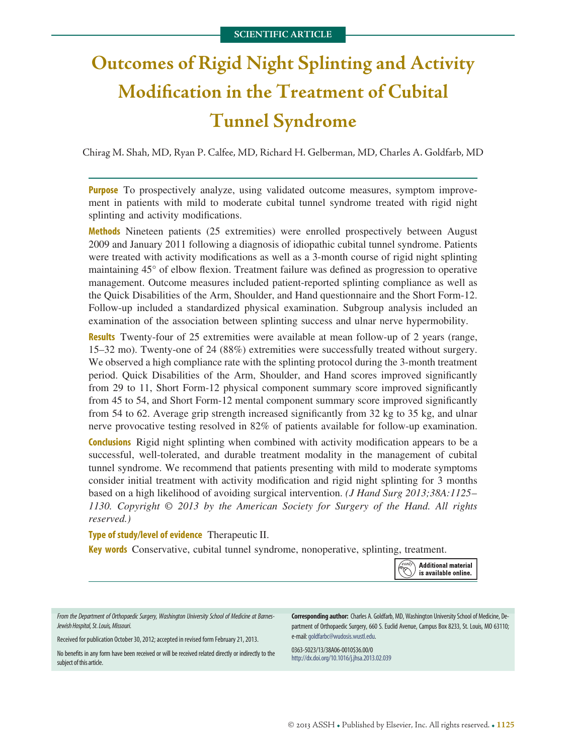SCIENTIFIC ARTICLE

# Outcomes of Rigid Night Splinting and Activity Modification in the Treatment of Cubital Tunnel Syndrome

Chirag M. Shah, MD, Ryan P. Calfee, MD, Richard H. Gelberman, MD, Charles A. Goldfarb, MD

**Purpose** To prospectively analyze, using validated outcome measures, symptom improvement in patients with mild to moderate cubital tunnel syndrome treated with rigid night splinting and activity modifications.

**Methods** Nineteen patients (25 extremities) were enrolled prospectively between August 2009 and January 2011 following a diagnosis of idiopathic cubital tunnel syndrome. Patients were treated with activity modifications as well as a 3-month course of rigid night splinting maintaining 45° of elbow flexion. Treatment failure was defined as progression to operative management. Outcome measures included patient-reported splinting compliance as well as the Quick Disabilities of the Arm, Shoulder, and Hand questionnaire and the Short Form-12. Follow-up included a standardized physical examination. Subgroup analysis included an examination of the association between splinting success and ulnar nerve hypermobility.

**Results** Twenty-four of 25 extremities were available at mean follow-up of 2 years (range, 15–32 mo). Twenty-one of 24 (88%) extremities were successfully treated without surgery. We observed a high compliance rate with the splinting protocol during the 3-month treatment period. Quick Disabilities of the Arm, Shoulder, and Hand scores improved significantly from 29 to 11, Short Form-12 physical component summary score improved significantly from 45 to 54, and Short Form-12 mental component summary score improved significantly from 54 to 62. Average grip strength increased significantly from 32 kg to 35 kg, and ulnar nerve provocative testing resolved in 82% of patients available for follow-up examination.

**Conclusions** Rigid night splinting when combined with activity modification appears to be a successful, well-tolerated, and durable treatment modality in the management of cubital tunnel syndrome. We recommend that patients presenting with mild to moderate symptoms consider initial treatment with activity modification and rigid night splinting for 3 months based on a high likelihood of avoiding surgical intervention. *(J Hand Surg 2013;38A:1125–1130. Copyright © 2013 by the American Society for Surgery of the Hand. All rights reserved.)*

**Type of study/level of evidence** Therapeutic II.

**Key words** Conservative, cubital tunnel syndrome, nonoperative, splinting, treatment.

Additional material is available online.

*From the Department of Orthopaedic Surgery, Washington University School of Medicine at Barnes-Jewish Hospital, St. Louis, Missouri.*

Received for publication October 30, 2012; accepted in revised form February 21, 2013.

No benefits in any form have been received or will be received related directly or indirectly to the subject of this article.

**Corresponding author:** Charles A. Goldfarb, MD, Washington University School of Medicine, Department of Orthopaedic Surgery, 660 S. Euclid Avenue, Campus Box 8233, St. Louis, MO 63110; e-mail: goldfarbc@wudosis.wustl.edu.

0363-5023/13/38A06-0010$36.00/0
http://dx.doi.org/10.1016/j.jhsa.2013.02.039

© 2013 ASSH • Published by Elsevier, Inc. All rights reserved.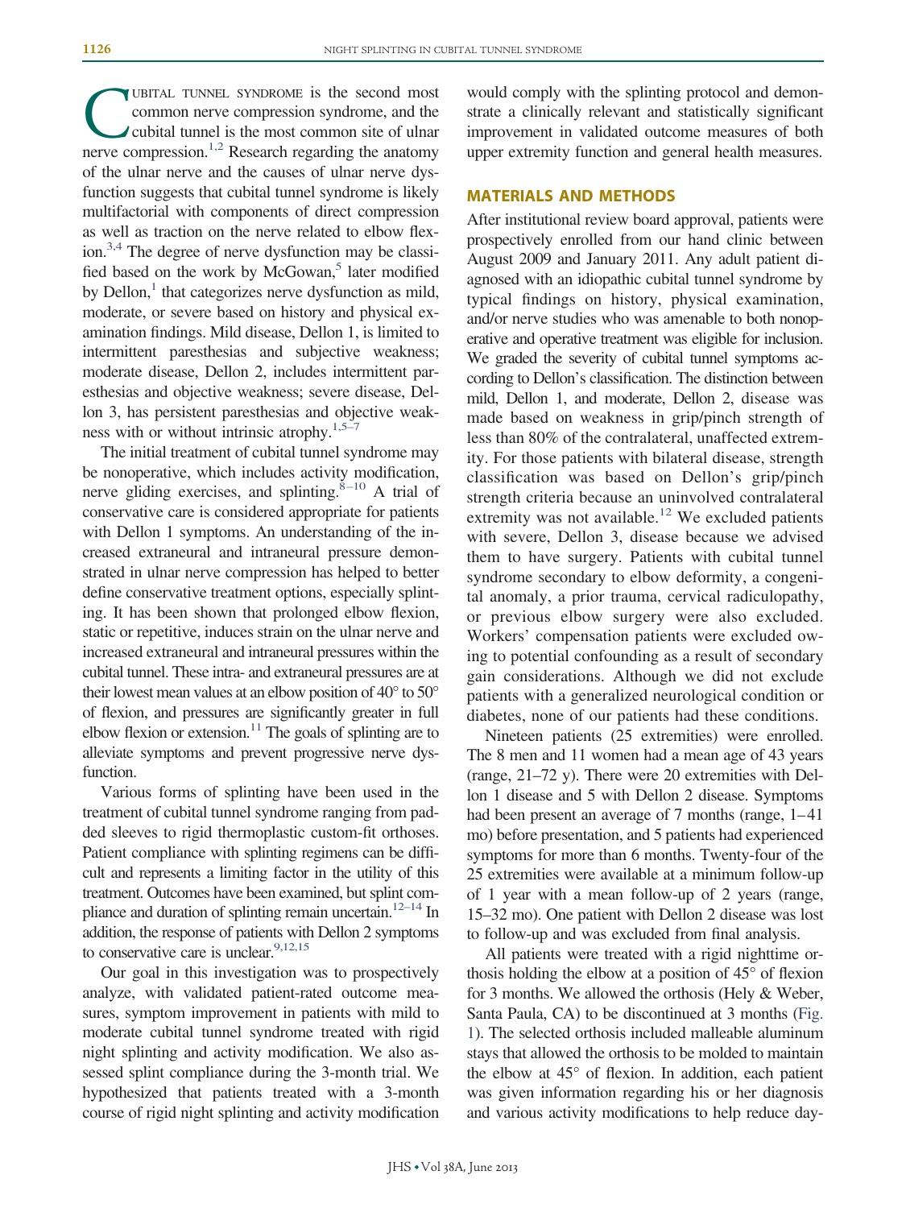Cubital tunnel syndrome is the second most common nerve compression syndrome, and the cubital tunnel is the most common site of ulnar nerve compression.[1,2] Research regarding the anatomy of the ulnar nerve and the causes of ulnar nerve dysfunction suggests that cubital tunnel syndrome is likely multifactorial with components of direct compression as well as traction on the nerve related to elbow flexion.[3,4] The degree of nerve dysfunction may be classified based on the work by McGowan,[5] later modified by Dellon,[1] that categorizes nerve dysfunction as mild, moderate, or severe based on history and physical examination findings. Mild disease, Dellon 1, is limited to intermittent paresthesias and subjective weakness; moderate disease, Dellon 2, includes intermittent paresthesias and objective weakness; severe disease, Dellon 3, has persistent paresthesias and objective weakness with or without intrinsic atrophy.[1,5–7]

The initial treatment of cubital tunnel syndrome may be nonoperative, which includes activity modification, nerve gliding exercises, and splinting.[8–10] A trial of conservative care is considered appropriate for patients with Dellon 1 symptoms. An understanding of the increased extraneural and intraneural pressure demonstrated in ulnar nerve compression has helped to better define conservative treatment options, especially splinting. It has been shown that prolonged elbow flexion, static or repetitive, induces strain on the ulnar nerve and increased extraneural and intraneural pressures within the cubital tunnel. These intra- and extraneural pressures are at their lowest mean values at an elbow position of 40° to 50° of flexion, and pressures are significantly greater in full elbow flexion or extension.[11] The goals of splinting are to alleviate symptoms and prevent progressive nerve dysfunction.

Various forms of splinting have been used in the treatment of cubital tunnel syndrome ranging from padded sleeves to rigid thermoplastic custom-fit orthoses. Patient compliance with splinting regimens can be difficult and represents a limiting factor in the utility of this treatment. Outcomes have been examined, but splint compliance and duration of splinting remain uncertain.[12–14] In addition, the response of patients with Dellon 2 symptoms to conservative care is unclear.[9,12,15]

Our goal in this investigation was to prospectively analyze, with validated patient-rated outcome measures, symptom improvement in patients with mild to moderate cubital tunnel syndrome treated with rigid night splinting and activity modification. We also assessed splint compliance during the 3-month trial. We hypothesized that patients treated with a 3-month course of rigid night splinting and activity modification would comply with the splinting protocol and demonstrate a clinically relevant and statistically significant improvement in validated outcome measures of both upper extremity function and general health measures.

## MATERIALS AND METHODS

After institutional review board approval, patients were prospectively enrolled from our hand clinic between August 2009 and January 2011. Any adult patient diagnosed with an idiopathic cubital tunnel syndrome by typical findings on history, physical examination, and/or nerve studies who was amenable to both nonoperative and operative treatment was eligible for inclusion. We graded the severity of cubital tunnel symptoms according to Dellon's classification. The distinction between mild, Dellon 1, and moderate, Dellon 2, disease was made based on weakness in grip/pinch strength of less than 80% of the contralateral, unaffected extremity. For those patients with bilateral disease, strength classification was based on Dellon's grip/pinch strength criteria because an uninvolved contralateral extremity was not available.[12] We excluded patients with severe, Dellon 3, disease because we advised them to have surgery. Patients with cubital tunnel syndrome secondary to elbow deformity, a congenital anomaly, a prior trauma, cervical radiculopathy, or previous elbow surgery were also excluded. Workers' compensation patients were excluded owing to potential confounding as a result of secondary gain considerations. Although we did not exclude patients with a generalized neurological condition or diabetes, none of our patients had these conditions.

Nineteen patients (25 extremities) were enrolled. The 8 men and 11 women had a mean age of 43 years (range, 21–72 y). There were 20 extremities with Dellon 1 disease and 5 with Dellon 2 disease. Symptoms had been present an average of 7 months (range, 1–41 mo) before presentation, and 5 patients had experienced symptoms for more than 6 months. Twenty-four of the 25 extremities were available at a minimum follow-up of 1 year with a mean follow-up of 2 years (range, 15–32 mo). One patient with Dellon 2 disease was lost to follow-up and was excluded from final analysis.

All patients were treated with a rigid nighttime orthosis holding the elbow at a position of 45° of flexion for 3 months. We allowed the orthosis (Hely & Weber, Santa Paula, CA) to be discontinued at 3 months (Fig. 1). The selected orthosis included malleable aluminum stays that allowed the orthosis to be molded to maintain the elbow at 45° of flexion. In addition, each patient was given information regarding his or her diagnosis and various activity modifications to help reduce day-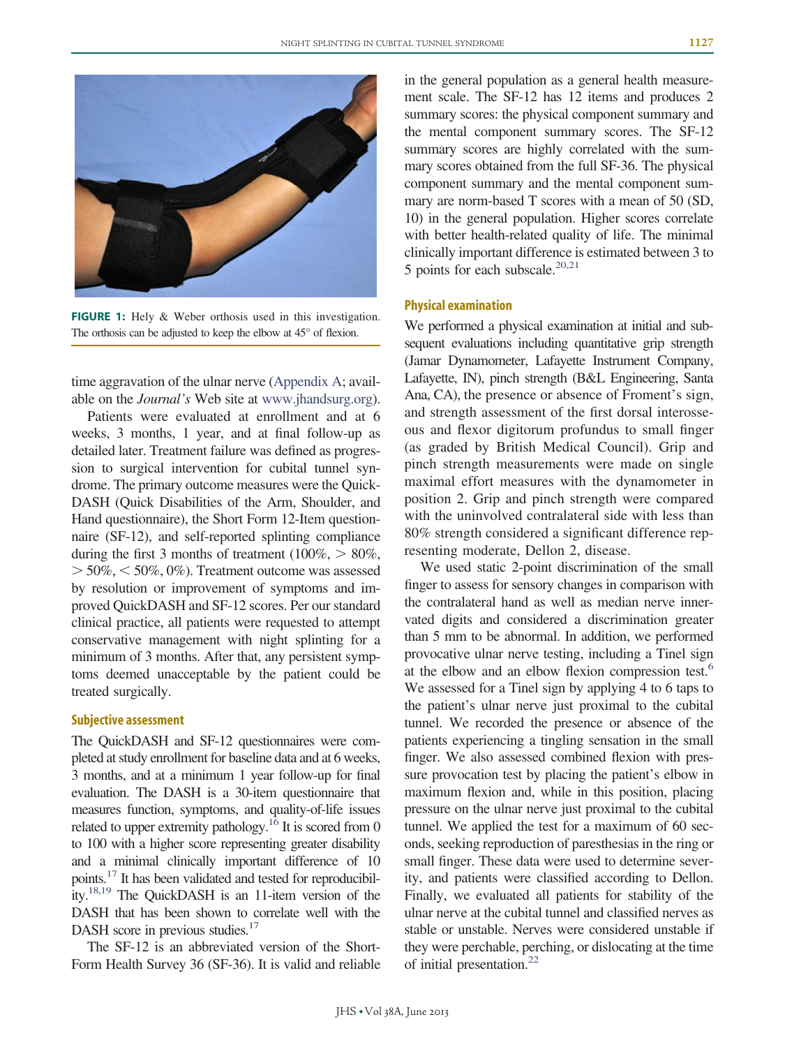FIGURE 1: Hely & Weber orthosis used in this investigation. The orthosis can be adjusted to keep the elbow at 45° of flexion.

time aggravation of the ulnar nerve (Appendix A; available on the *Journal's* Web site at www.jhandsurg.org).

Patients were evaluated at enrollment and at 6 weeks, 3 months, 1 year, and at final follow-up as detailed later. Treatment failure was defined as progression to surgical intervention for cubital tunnel syndrome. The primary outcome measures were the QuickDASH (Quick Disabilities of the Arm, Shoulder, and Hand questionnaire), the Short Form 12-Item questionnaire (SF-12), and self-reported splinting compliance during the first 3 months of treatment (100%, > 80%, > 50%, < 50%, 0%). Treatment outcome was assessed by resolution or improvement of symptoms and improved QuickDASH and SF-12 scores. Per our standard clinical practice, all patients were requested to attempt conservative management with night splinting for a minimum of 3 months. After that, any persistent symptoms deemed unacceptable by the patient could be treated surgically.

### Subjective assessment

The QuickDASH and SF-12 questionnaires were completed at study enrollment for baseline data and at 6 weeks, 3 months, and at a minimum 1 year follow-up for final evaluation. The DASH is a 30-item questionnaire that measures function, symptoms, and quality-of-life issues related to upper extremity pathology.[16] It is scored from 0 to 100 with a higher score representing greater disability and a minimal clinically important difference of 10 points.[17] It has been validated and tested for reproducibility.[18,19] The QuickDASH is an 11-item version of the DASH that has been shown to correlate well with the DASH score in previous studies.[17]

The SF-12 is an abbreviated version of the Short-Form Health Survey 36 (SF-36). It is valid and reliable in the general population as a general health measurement scale. The SF-12 has 12 items and produces 2 summary scores: the physical component summary and the mental component summary scores. The SF-12 summary scores are highly correlated with the summary scores obtained from the full SF-36. The physical component summary and the mental component summary are norm-based T scores with a mean of 50 (SD, 10) in the general population. Higher scores correlate with better health-related quality of life. The minimal clinically important difference is estimated between 3 to 5 points for each subscale.[20,21]

### Physical examination

We performed a physical examination at initial and subsequent evaluations including quantitative grip strength (Jamar Dynamometer, Lafayette Instrument Company, Lafayette, IN), pinch strength (B&L Engineering, Santa Ana, CA), the presence or absence of Froment's sign, and strength assessment of the first dorsal interosseous and flexor digitorum profundus to small finger (as graded by British Medical Council). Grip and pinch strength measurements were made on single maximal effort measures with the dynamometer in position 2. Grip and pinch strength were compared with the uninvolved contralateral side with less than 80% strength considered a significant difference representing moderate, Dellon 2, disease.

We used static 2-point discrimination of the small finger to assess for sensory changes in comparison with the contralateral hand as well as median nerve innervated digits and considered a discrimination greater than 5 mm to be abnormal. In addition, we performed provocative ulnar nerve testing, including a Tinel sign at the elbow and an elbow flexion compression test.[6] We assessed for a Tinel sign by applying 4 to 6 taps to the patient's ulnar nerve just proximal to the cubital tunnel. We recorded the presence or absence of the patients experiencing a tingling sensation in the small finger. We also assessed combined flexion with pressure provocation test by placing the patient's elbow in maximum flexion and, while in this position, placing pressure on the ulnar nerve just proximal to the cubital tunnel. We applied the test for a maximum of 60 seconds, seeking reproduction of paresthesias in the ring or small finger. These data were used to determine severity, and patients were classified according to Dellon. Finally, we evaluated all patients for stability of the ulnar nerve at the cubital tunnel and classified nerves as stable or unstable. Nerves were considered unstable if they were perchable, perching, or dislocating at the time of initial presentation.[22]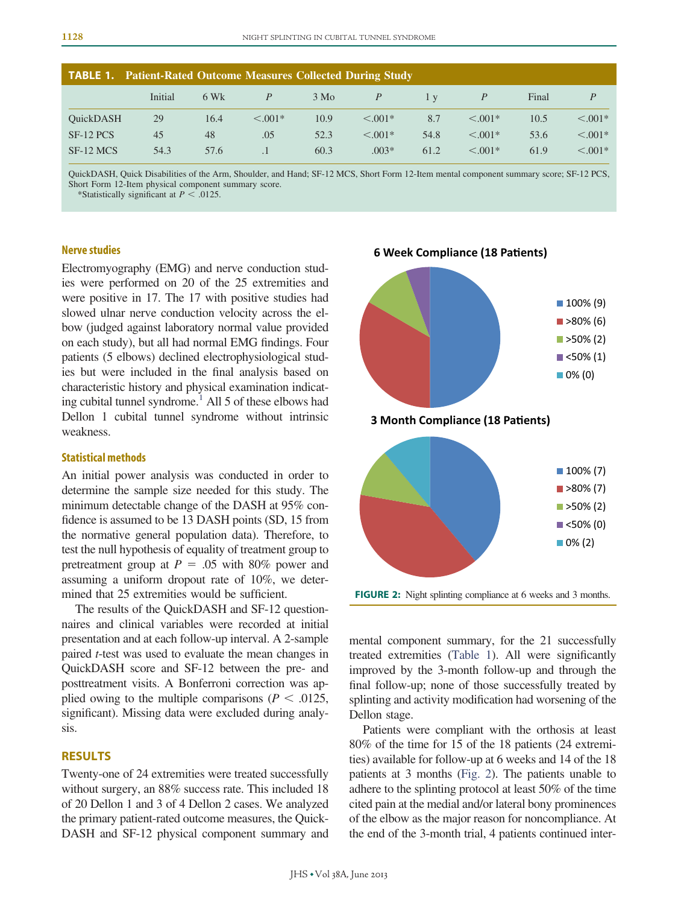**TABLE 1. Patient-Rated Outcome Measures Collected During Study**

| | Initial | 6 Wk | $P$ | 3 Mo | $P$ | 1 y | $P$ | Final | $P$ |
|---|---|---|---|---|---|---|---|---|---|
| QuickDASH | 29 | 16.4 | <.001* | 10.9 | <.001* | 8.7 | <.001* | 10.5 | <.001* |
| SF-12 PCS | 45 | 48 | .05 | 52.3 | <.001* | 54.8 | <.001* | 53.6 | <.001* |
| SF-12 MCS | 54.3 | 57.6 | .1 | 60.3 | .003* | 61.2 | <.001* | 61.9 | <.001* |

QuickDASH, Quick Disabilities of the Arm, Shoulder, and Hand; SF-12 MCS, Short Form 12-Item mental component summary score; SF-12 PCS, Short Form 12-Item physical component summary score.
*Statistically significant at $P < .0125$.

### Nerve studies

Electromyography (EMG) and nerve conduction studies were performed on 20 of the 25 extremities and were positive in 17. The 17 with positive studies had slowed ulnar nerve conduction velocity across the elbow (judged against laboratory normal value provided on each study), but all had normal EMG findings. Four patients (5 elbows) declined electrophysiological studies but were included in the final analysis based on characteristic history and physical examination indicating cubital tunnel syndrome.[1] All 5 of these elbows had Dellon 1 cubital tunnel syndrome without intrinsic weakness.

### Statistical methods

An initial power analysis was conducted in order to determine the sample size needed for this study. The minimum detectable change of the DASH at 95% confidence is assumed to be 13 DASH points (SD, 15 from the normative general population data). Therefore, to test the null hypothesis of equality of treatment group to pretreatment group at $P = .05$ with 80% power and assuming a uniform dropout rate of 10%, we determined that 25 extremities would be sufficient.

The results of the QuickDASH and SF-12 questionnaires and clinical variables were recorded at initial presentation and at each follow-up interval. A 2-sample paired $t$-test was used to evaluate the mean changes in QuickDASH score and SF-12 between the pre- and posttreatment visits. A Bonferroni correction was applied owing to the multiple comparisons ($P < .0125$, significant). Missing data were excluded during analysis.

## RESULTS

Twenty-one of 24 extremities were treated successfully without surgery, an 88% success rate. This included 18 of 20 Dellon 1 and 3 of 4 Dellon 2 cases. We analyzed the primary patient-rated outcome measures, the QuickDASH and SF-12 physical component summary and mental component summary, for the 21 successfully treated extremities (Table 1). All were significantly improved by the 3-month follow-up and through the final follow-up; none of those successfully treated by splinting and activity modification had worsening of the Dellon stage.

6 Week Compliance (18 Patients)

100% (9)
>80% (6)
>50% (2)
<50% (1)
0% (0)

3 Month Compliance (18 Patients)

100% (7)
>80% (7)
>50% (2)
<50% (0)
0% (2)

**FIGURE 2:** Night splinting compliance at 6 weeks and 3 months.

Patients were compliant with the orthosis at least 80% of the time for 15 of the 18 patients (24 extremities) available for follow-up at 6 weeks and 14 of the 18 patients at 3 months (Fig. 2). The patients unable to adhere to the splinting protocol at least 50% of the time cited pain at the medial and/or lateral bony prominences of the elbow as the major reason for noncompliance. At the end of the 3-month trial, 4 patients continued inter-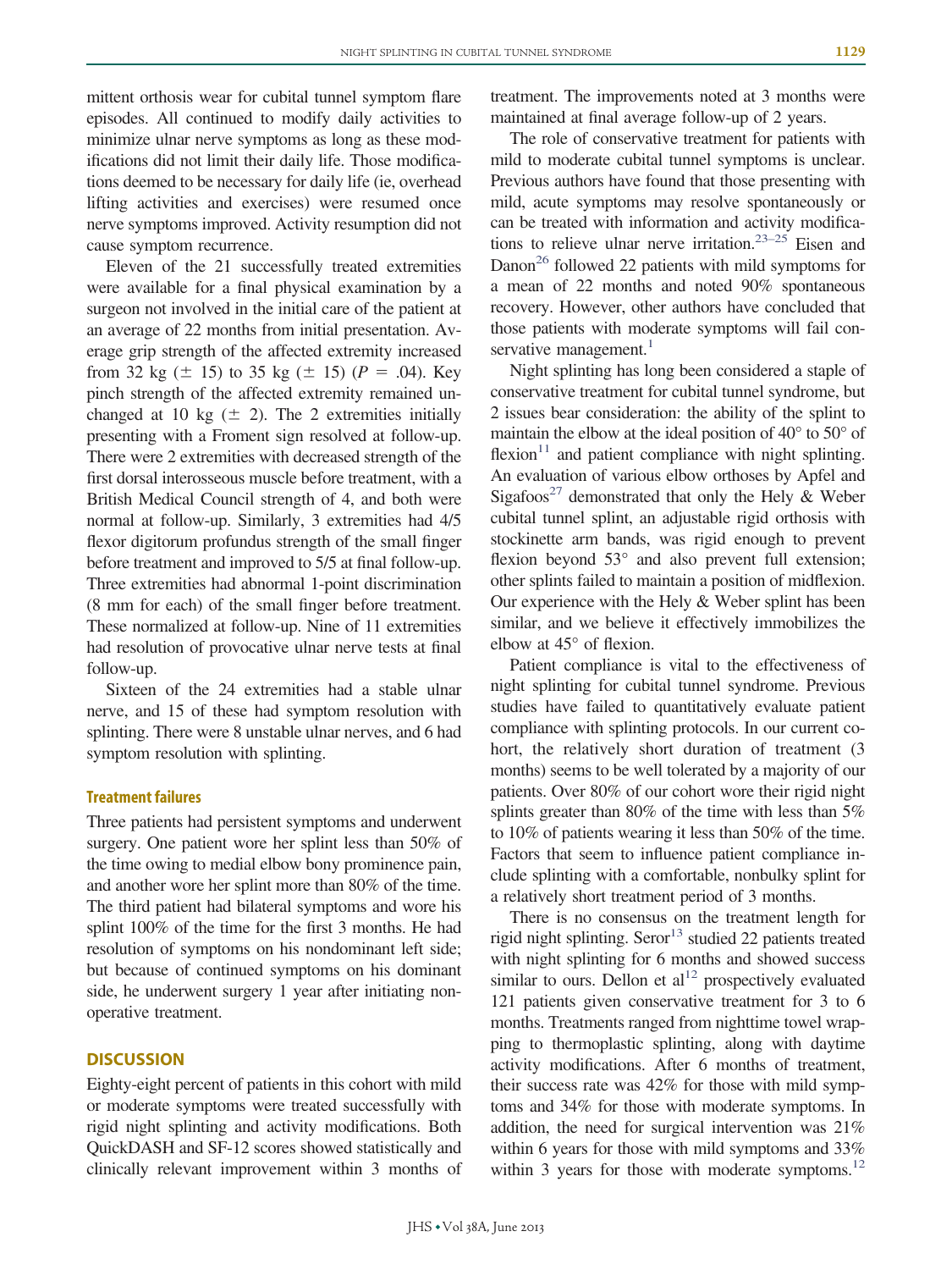mittent orthosis wear for cubital tunnel symptom flare episodes. All continued to modify daily activities to minimize ulnar nerve symptoms as long as these modifications did not limit their daily life. Those modifications deemed to be necessary for daily life (ie, overhead lifting activities and exercises) were resumed once nerve symptoms improved. Activity resumption did not cause symptom recurrence.

Eleven of the 21 successfully treated extremities were available for a final physical examination by a surgeon not involved in the initial care of the patient at an average of 22 months from initial presentation. Average grip strength of the affected extremity increased from 32 kg (± 15) to 35 kg (± 15) ($P = .04$). Key pinch strength of the affected extremity remained unchanged at 10 kg (± 2). The 2 extremities initially presenting with a Froment sign resolved at follow-up. There were 2 extremities with decreased strength of the first dorsal interosseous muscle before treatment, with a British Medical Council strength of 4, and both were normal at follow-up. Similarly, 3 extremities had 4/5 flexor digitorum profundus strength of the small finger before treatment and improved to 5/5 at final follow-up. Three extremities had abnormal 1-point discrimination (8 mm for each) of the small finger before treatment. These normalized at follow-up. Nine of 11 extremities had resolution of provocative ulnar nerve tests at final follow-up.

Sixteen of the 24 extremities had a stable ulnar nerve, and 15 of these had symptom resolution with splinting. There were 8 unstable ulnar nerves, and 6 had symptom resolution with splinting.

### Treatment failures

Three patients had persistent symptoms and underwent surgery. One patient wore her splint less than 50% of the time owing to medial elbow bony prominence pain, and another wore her splint more than 80% of the time. The third patient had bilateral symptoms and wore his splint 100% of the time for the first 3 months. He had resolution of symptoms on his nondominant left side; but because of continued symptoms on his dominant side, he underwent surgery 1 year after initiating nonoperative treatment.

## DISCUSSION

Eighty-eight percent of patients in this cohort with mild or moderate symptoms were treated successfully with rigid night splinting and activity modifications. Both QuickDASH and SF-12 scores showed statistically and clinically relevant improvement within 3 months of treatment. The improvements noted at 3 months were maintained at final average follow-up of 2 years.

The role of conservative treatment for patients with mild to moderate cubital tunnel symptoms is unclear. Previous authors have found that those presenting with mild, acute symptoms may resolve spontaneously or can be treated with information and activity modifications to relieve ulnar nerve irritation.[23–25] Eisen and Danon[26] followed 22 patients with mild symptoms for a mean of 22 months and noted 90% spontaneous recovery. However, other authors have concluded that those patients with moderate symptoms will fail conservative management.[1]

Night splinting has long been considered a staple of conservative treatment for cubital tunnel syndrome, but 2 issues bear consideration: the ability of the splint to maintain the elbow at the ideal position of 40° to 50° of flexion[11] and patient compliance with night splinting. An evaluation of various elbow orthoses by Apfel and Sigafoos[27] demonstrated that only the Hely & Weber cubital tunnel splint, an adjustable rigid orthosis with stockinette arm bands, was rigid enough to prevent flexion beyond 53° and also prevent full extension; other splints failed to maintain a position of midflexion. Our experience with the Hely & Weber splint has been similar, and we believe it effectively immobilizes the elbow at 45° of flexion.

Patient compliance is vital to the effectiveness of night splinting for cubital tunnel syndrome. Previous studies have failed to quantitatively evaluate patient compliance with splinting protocols. In our current cohort, the relatively short duration of treatment (3 months) seems to be well tolerated by a majority of our patients. Over 80% of our cohort wore their rigid night splints greater than 80% of the time with less than 5% to 10% of patients wearing it less than 50% of the time. Factors that seem to influence patient compliance include splinting with a comfortable, nonbulky splint for a relatively short treatment period of 3 months.

There is no consensus on the treatment length for rigid night splinting. Seror[13] studied 22 patients treated with night splinting for 6 months and showed success similar to ours. Dellon et al[12] prospectively evaluated 121 patients given conservative treatment for 3 to 6 months. Treatments ranged from nighttime towel wrapping to thermoplastic splinting, along with daytime activity modifications. After 6 months of treatment, their success rate was 42% for those with mild symptoms and 34% for those with moderate symptoms. In addition, the need for surgical intervention was 21% within 6 years for those with mild symptoms and 33% within 3 years for those with moderate symptoms.[12]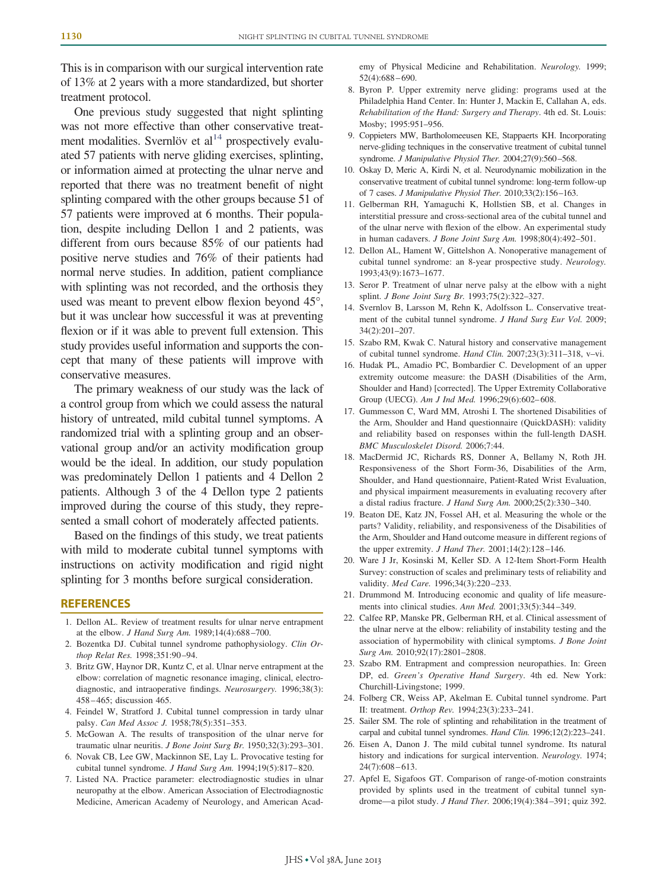This is in comparison with our surgical intervention rate of 13% at 2 years with a more standardized, but shorter treatment protocol.

One previous study suggested that night splinting was not more effective than other conservative treatment modalities. Svernlöv et al[14] prospectively evaluated 57 patients with nerve gliding exercises, splinting, or information aimed at protecting the ulnar nerve and reported that there was no treatment benefit of night splinting compared with the other groups because 51 of 57 patients were improved at 6 months. Their population, despite including Dellon 1 and 2 patients, was different from ours because 85% of our patients had positive nerve studies and 76% of their patients had normal nerve studies. In addition, patient compliance with splinting was not recorded, and the orthosis they used was meant to prevent elbow flexion beyond 45°, but it was unclear how successful it was at preventing flexion or if it was able to prevent full extension. This study provides useful information and supports the concept that many of these patients will improve with conservative measures.

The primary weakness of our study was the lack of a control group from which we could assess the natural history of untreated, mild cubital tunnel symptoms. A randomized trial with a splinting group and an observational group and/or an activity modification group would be the ideal. In addition, our study population was predominately Dellon 1 patients and 4 Dellon 2 patients. Although 3 of the 4 Dellon type 2 patients improved during the course of this study, they represented a small cohort of moderately affected patients.

Based on the findings of this study, we treat patients with mild to moderate cubital tunnel symptoms with instructions on activity modification and rigid night splinting for 3 months before surgical consideration.

## REFERENCES

1. Dellon AL. Review of treatment results for ulnar nerve entrapment at the elbow. *J Hand Surg Am.* 1989;14(4):688–700.
2. Bozentka DJ. Cubital tunnel syndrome pathophysiology. *Clin Orthop Relat Res.* 1998;351:90–94.
3. Britz GW, Haynor DR, Kuntz C, et al. Ulnar nerve entrapment at the elbow: correlation of magnetic resonance imaging, clinical, electrodiagnostic, and intraoperative findings. *Neurosurgery.* 1996;38(3): 458–465; discussion 465.
4. Feindel W, Stratford J. Cubital tunnel compression in tardy ulnar palsy. *Can Med Assoc J.* 1958;78(5):351–353.
5. McGowan A. The results of transposition of the ulnar nerve for traumatic ulnar neuritis. *J Bone Joint Surg Br.* 1950;32(3):293–301.
6. Novak CB, Lee GW, Mackinnon SE, Lay L. Provocative testing for cubital tunnel syndrome. *J Hand Surg Am.* 1994;19(5):817–820.
7. Listed NA. Practice parameter: electrodiagnostic studies in ulnar neuropathy at the elbow. American Association of Electrodiagnostic Medicine, American Academy of Neurology, and American Academy of Physical Medicine and Rehabilitation. *Neurology.* 1999; 52(4):688–690.
8. Byron P. Upper extremity nerve gliding: programs used at the Philadelphia Hand Center. In: Hunter J, Mackin E, Callahan A, eds. *Rehabilitation of the Hand: Surgery and Therapy*. 4th ed. St. Louis: Mosby; 1995:951–956.
9. Coppieters MW, Bartholomeeusen KE, Stappaerts KH. Incorporating nerve-gliding techniques in the conservative treatment of cubital tunnel syndrome. *J Manipulative Physiol Ther.* 2004;27(9):560–568.
10. Oskay D, Meric A, Kirdi N, et al. Neurodynamic mobilization in the conservative treatment of cubital tunnel syndrome: long-term follow-up of 7 cases. *J Manipulative Physiol Ther.* 2010;33(2):156–163.
11. Gelberman RH, Yamaguchi K, Hollstien SB, et al. Changes in interstitial pressure and cross-sectional area of the cubital tunnel and of the ulnar nerve with flexion of the elbow. An experimental study in human cadavers. *J Bone Joint Surg Am.* 1998;80(4):492–501.
12. Dellon AL, Hament W, Gittelshon A. Nonoperative management of cubital tunnel syndrome: an 8-year prospective study. *Neurology.* 1993;43(9):1673–1677.
13. Seror P. Treatment of ulnar nerve palsy at the elbow with a night splint. *J Bone Joint Surg Br.* 1993;75(2):322–327.
14. Svernlov B, Larsson M, Rehn K, Adolfsson L. Conservative treatment of the cubital tunnel syndrome. *J Hand Surg Eur Vol.* 2009; 34(2):201–207.
15. Szabo RM, Kwak C. Natural history and conservative management of cubital tunnel syndrome. *Hand Clin.* 2007;23(3):311–318, v–vi.
16. Hudak PL, Amadio PC, Bombardier C. Development of an upper extremity outcome measure: the DASH (Disabilities of the Arm, Shoulder and Hand) [corrected]. The Upper Extremity Collaborative Group (UECG). *Am J Ind Med.* 1996;29(6):602–608.
17. Gummesson C, Ward MM, Atroshi I. The shortened Disabilities of the Arm, Shoulder and Hand questionnaire (QuickDASH): validity and reliability based on responses within the full-length DASH. *BMC Musculoskelet Disord.* 2006;7:44.
18. MacDermid JC, Richards RS, Donner A, Bellamy N, Roth JH. Responsiveness of the Short Form-36, Disabilities of the Arm, Shoulder, and Hand questionnaire, Patient-Rated Wrist Evaluation, and physical impairment measurements in evaluating recovery after a distal radius fracture. *J Hand Surg Am.* 2000;25(2):330–340.
19. Beaton DE, Katz JN, Fossel AH, et al. Measuring the whole or the parts? Validity, reliability, and responsiveness of the Disabilities of the Arm, Shoulder and Hand outcome measure in different regions of the upper extremity. *J Hand Ther.* 2001;14(2):128–146.
20. Ware J Jr, Kosinski M, Keller SD. A 12-Item Short-Form Health Survey: construction of scales and preliminary tests of reliability and validity. *Med Care.* 1996;34(3):220–233.
21. Drummond M. Introducing economic and quality of life measurements into clinical studies. *Ann Med.* 2001;33(5):344–349.
22. Calfee RP, Manske PR, Gelberman RH, et al. Clinical assessment of the ulnar nerve at the elbow: reliability of instability testing and the association of hypermobility with clinical symptoms. *J Bone Joint Surg Am.* 2010;92(17):2801–2808.
23. Szabo RM. Entrapment and compression neuropathies. In: Green DP, ed. *Green's Operative Hand Surgery*. 4th ed. New York: Churchill-Livingstone; 1999.
24. Folberg CR, Weiss AP, Akelman E. Cubital tunnel syndrome. Part II: treatment. *Orthop Rev.* 1994;23(3):233–241.
25. Sailer SM. The role of splinting and rehabilitation in the treatment of carpal and cubital tunnel syndromes. *Hand Clin.* 1996;12(2):223–241.
26. Eisen A, Danon J. The mild cubital tunnel syndrome. Its natural history and indications for surgical intervention. *Neurology.* 1974; 24(7):608–613.
27. Apfel E, Sigafoos GT. Comparison of range-of-motion constraints provided by splints used in the treatment of cubital tunnel syndrome—a pilot study. *J Hand Ther.* 2006;19(4):384–391; quiz 392.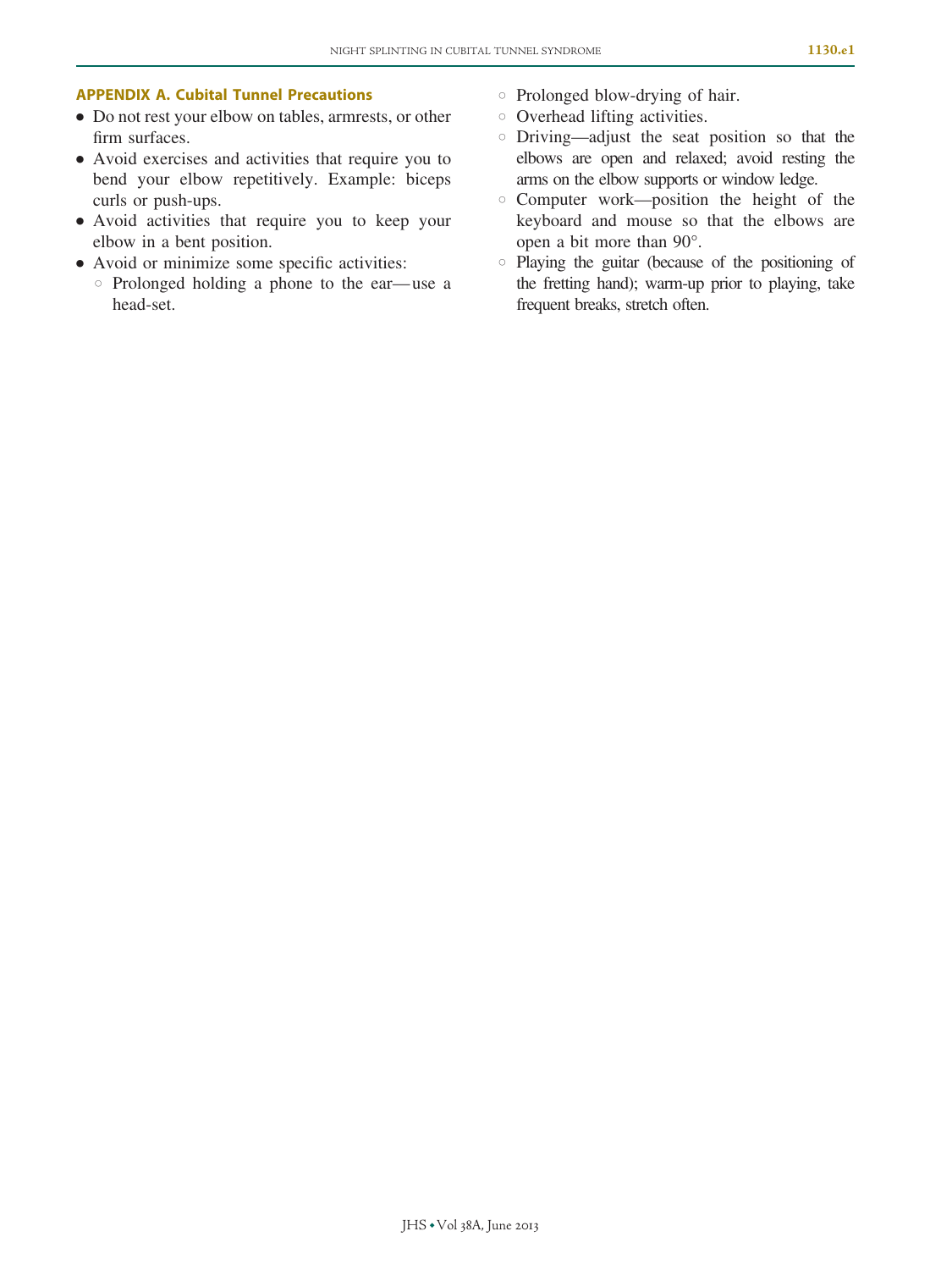## APPENDIX A. Cubital Tunnel Precautions

- Do not rest your elbow on tables, armrests, or other firm surfaces.
- Avoid exercises and activities that require you to bend your elbow repetitively. Example: biceps curls or push-ups.
- Avoid activities that require you to keep your elbow in a bent position.
- Avoid or minimize some specific activities:
  - Prolonged holding a phone to the ear—use a head-set.
  - Prolonged blow-drying of hair.
  - Overhead lifting activities.
  - Driving—adjust the seat position so that the elbows are open and relaxed; avoid resting the arms on the elbow supports or window ledge.
  - Computer work—position the height of the keyboard and mouse so that the elbows are open a bit more than 90°.
  - Playing the guitar (because of the positioning of the fretting hand); warm-up prior to playing, take frequent breaks, stretch often.